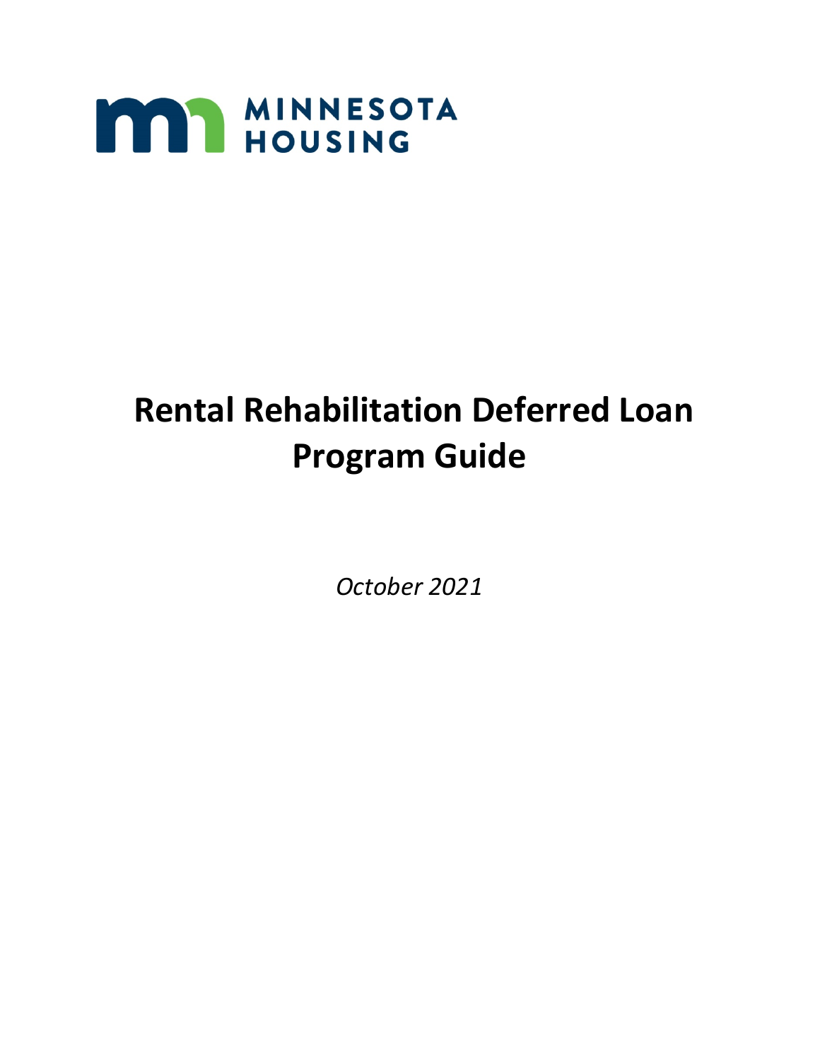MINNESOTA HOUSING

# Rental Rehabilitation Deferred Loan Program Guide

*October 2021*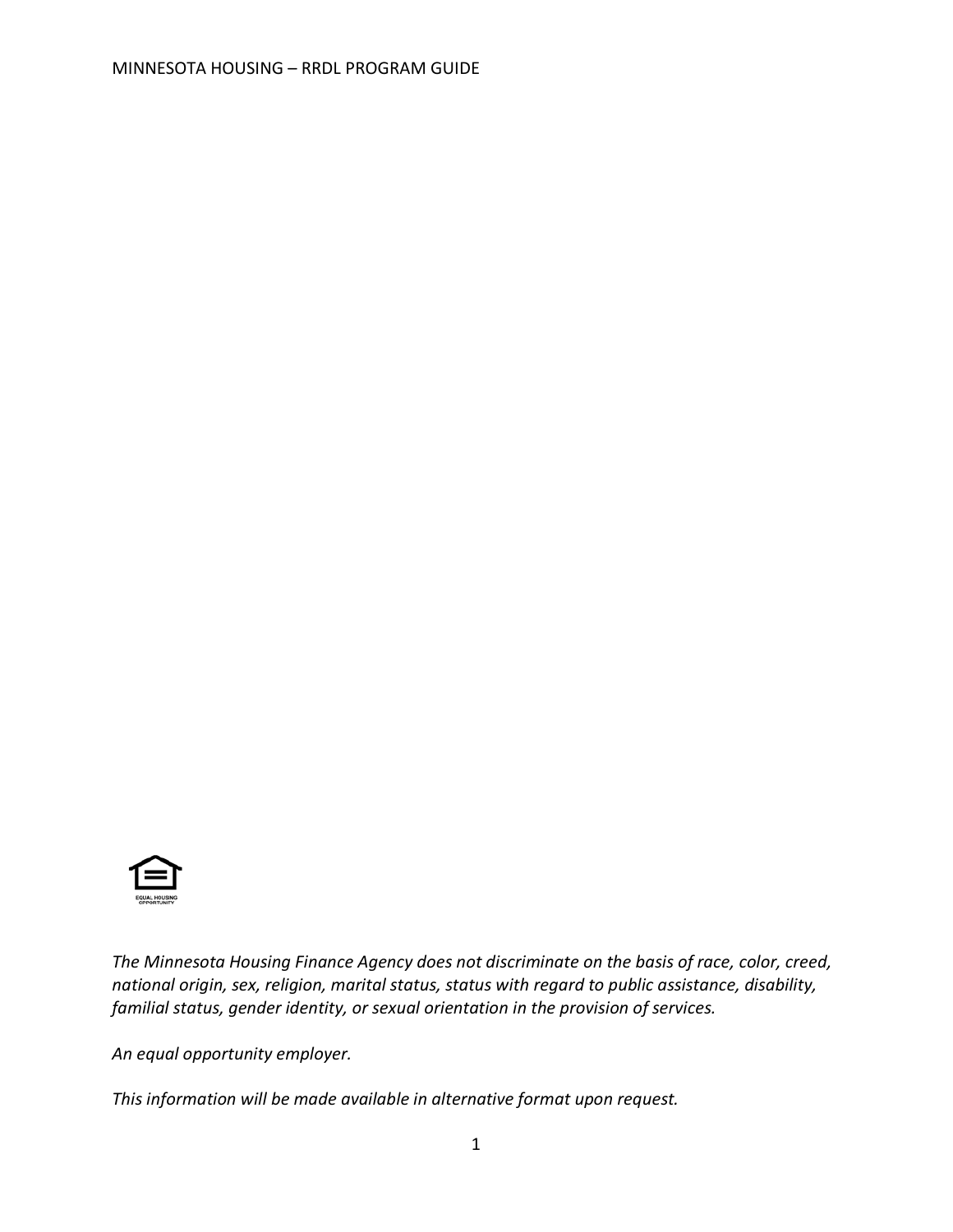*The Minnesota Housing Finance Agency does not discriminate on the basis of race, color, creed, national origin, sex, religion, marital status, status with regard to public assistance, disability, familial status, gender identity, or sexual orientation in the provision of services.*

*An equal opportunity employer.*

*This information will be made available in alternative format upon request.*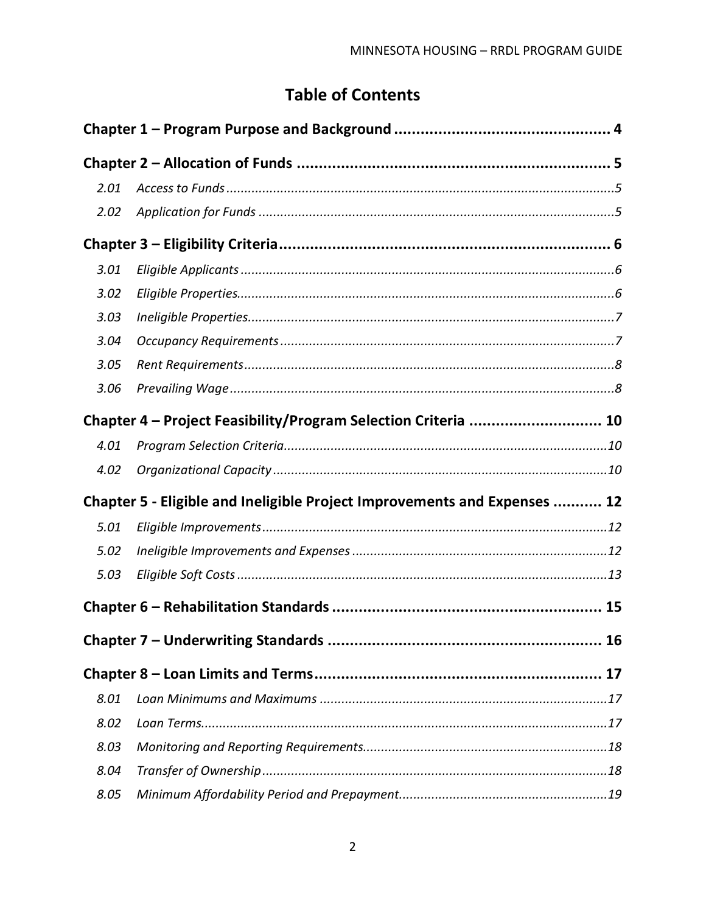# Table of Contents

**Chapter 1 – Program Purpose and Background ........................................................ 4**

**Chapter 2 – Allocation of Funds ........................................................................ 5**

*2.01 Access to Funds ........................................................................................ 5*

*2.02 Application for Funds ................................................................................. 5*

**Chapter 3 – Eligibility Criteria ............................................................................ 6**

*3.01 Eligible Applicants ..................................................................................... 6*

*3.02 Eligible Properties ...................................................................................... 6*

*3.03 Ineligible Properties ................................................................................... 7*

*3.04 Occupancy Requirements ........................................................................... 7*

*3.05 Rent Requirements ..................................................................................... 8*

*3.06 Prevailing Wage ......................................................................................... 8*

**Chapter 4 – Project Feasibility/Program Selection Criteria ................................ 10**

*4.01 Program Selection Criteria ......................................................................... 10*

*4.02 Organizational Capacity ............................................................................. 10*

**Chapter 5 - Eligible and Ineligible Project Improvements and Expenses ........... 12**

*5.01 Eligible Improvements ............................................................................... 12*

*5.02 Ineligible Improvements and Expenses ...................................................... 12*

*5.03 Eligible Soft Costs ..................................................................................... 13*

**Chapter 6 – Rehabilitation Standards ................................................................ 15**

**Chapter 7 – Underwriting Standards ................................................................. 16**

**Chapter 8 – Loan Limits and Terms ................................................................... 17**

*8.01 Loan Minimums and Maximums ............................................................... 17*

*8.02 Loan Terms ............................................................................................... 17*

*8.03 Monitoring and Reporting Requirements .................................................... 18*

*8.04 Transfer of Ownership ............................................................................... 18*

*8.05 Minimum Affordability Period and Prepayment ......................................... 19*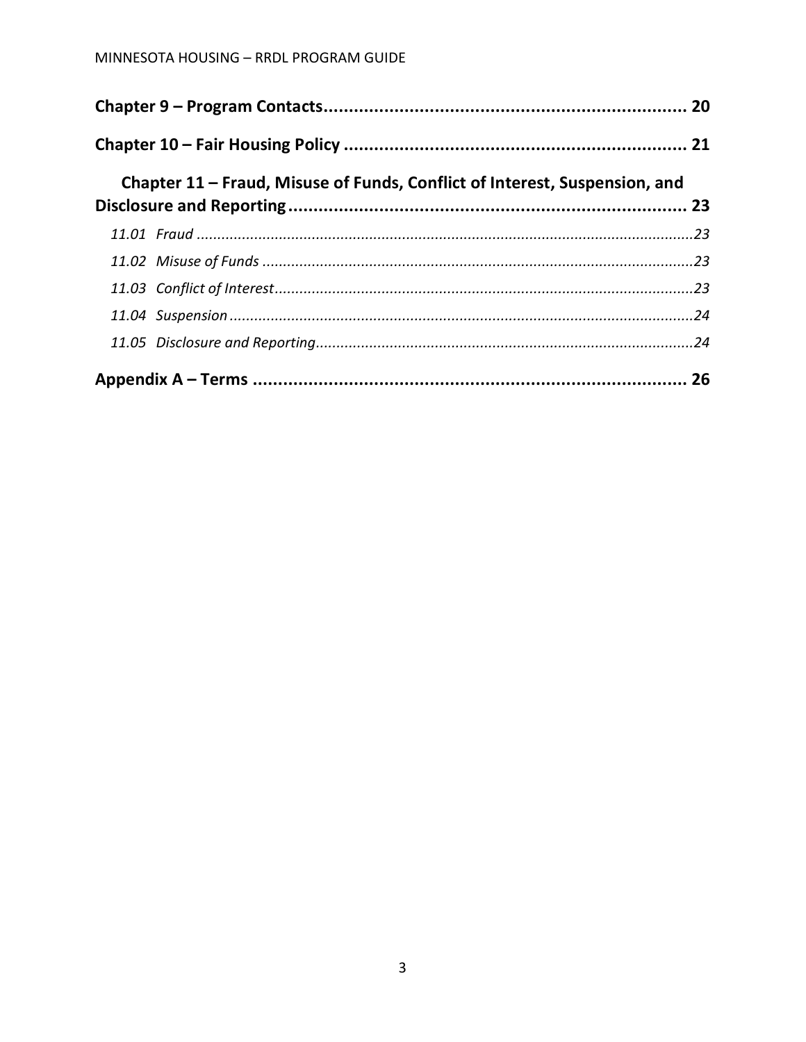**Chapter 9 – Program Contacts....................................................................... 20**

**Chapter 10 – Fair Housing Policy .................................................................... 21**

**Chapter 11 – Fraud, Misuse of Funds, Conflict of Interest, Suspension, and Disclosure and Reporting.............................................................................. 23**

*11.01 Fraud .......................................................................................................................23*

*11.02 Misuse of Funds ........................................................................................................23*

*11.03 Conflict of Interest.....................................................................................................23*

*11.04 Suspension ................................................................................................................24*

*11.05 Disclosure and Reporting...........................................................................................24*

**Appendix A – Terms ..................................................................................... 26**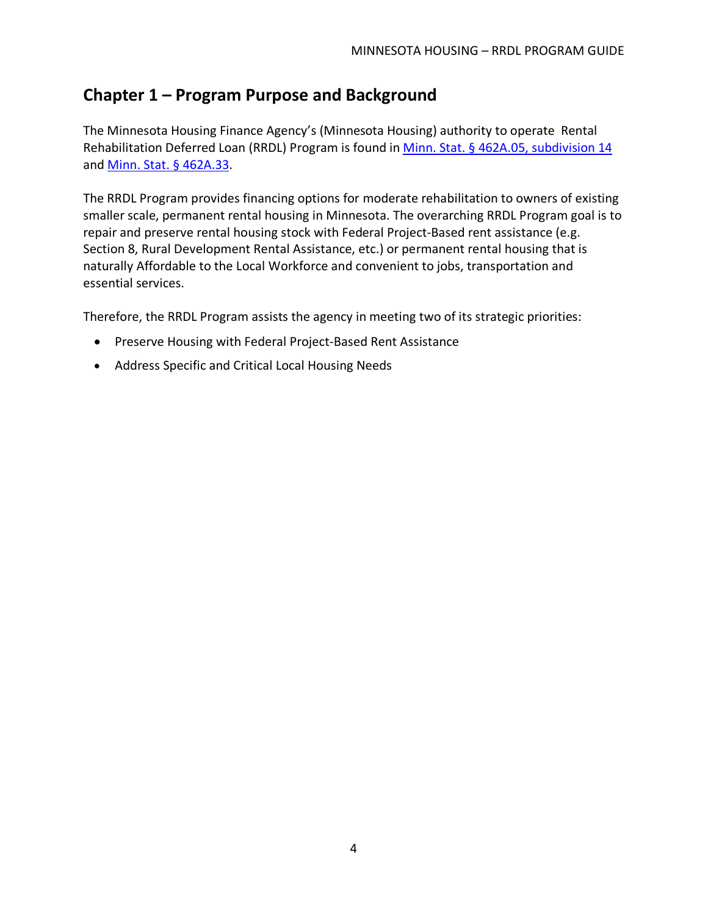# Chapter 1 – Program Purpose and Background

The Minnesota Housing Finance Agency's (Minnesota Housing) authority to operate Rental Rehabilitation Deferred Loan (RRDL) Program is found in [Minn. Stat. § 462A.05, subdivision 14]() and [Minn. Stat. § 462A.33]().

The RRDL Program provides financing options for moderate rehabilitation to owners of existing smaller scale, permanent rental housing in Minnesota. The overarching RRDL Program goal is to repair and preserve rental housing stock with Federal Project-Based rent assistance (e.g. Section 8, Rural Development Rental Assistance, etc.) or permanent rental housing that is naturally Affordable to the Local Workforce and convenient to jobs, transportation and essential services.

Therefore, the RRDL Program assists the agency in meeting two of its strategic priorities:

- Preserve Housing with Federal Project-Based Rent Assistance
- Address Specific and Critical Local Housing Needs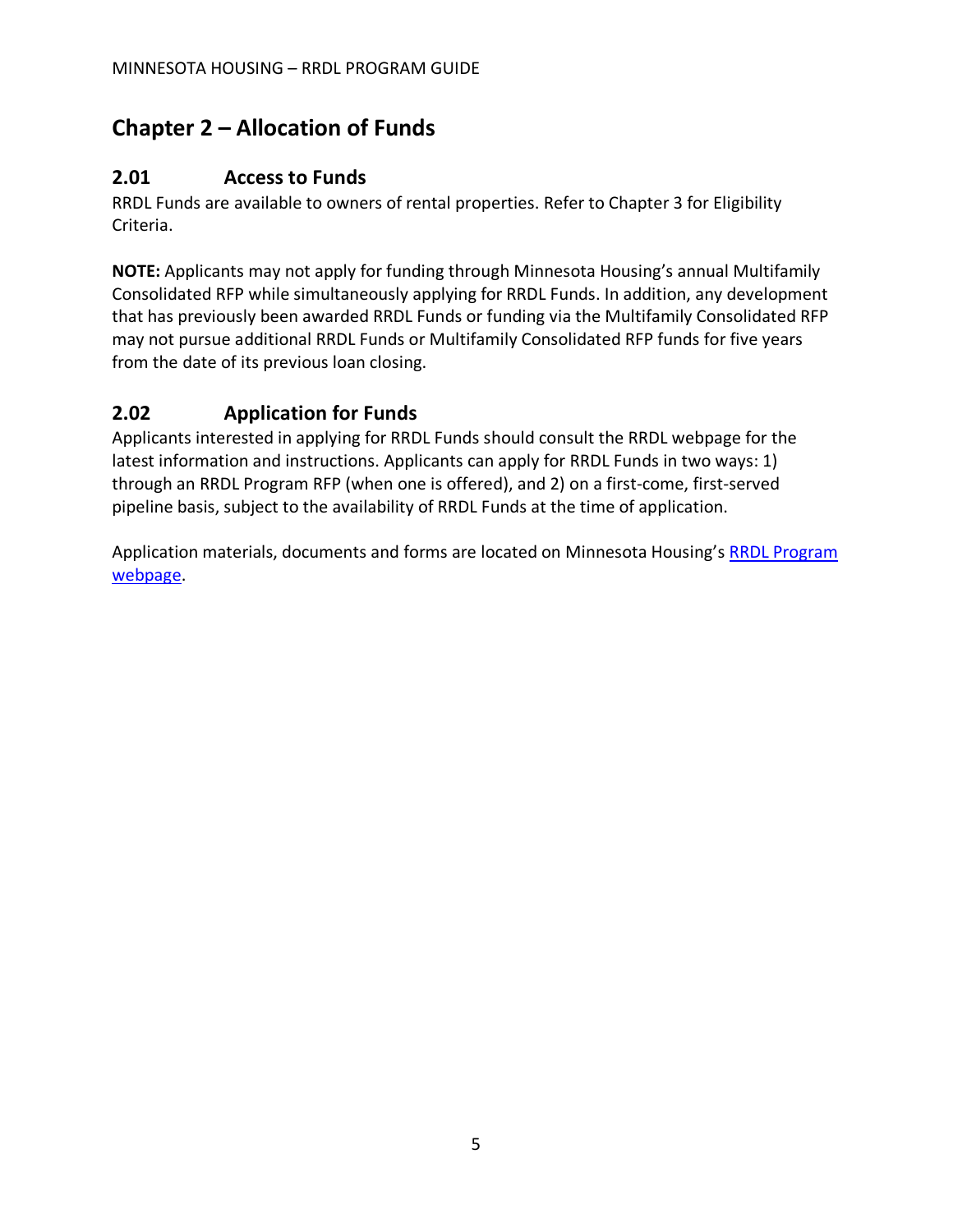# Chapter 2 – Allocation of Funds

## 2.01 Access to Funds

RRDL Funds are available to owners of rental properties. Refer to Chapter 3 for Eligibility Criteria.

**NOTE:** Applicants may not apply for funding through Minnesota Housing's annual Multifamily Consolidated RFP while simultaneously applying for RRDL Funds. In addition, any development that has previously been awarded RRDL Funds or funding via the Multifamily Consolidated RFP may not pursue additional RRDL Funds or Multifamily Consolidated RFP funds for five years from the date of its previous loan closing.

## 2.02 Application for Funds

Applicants interested in applying for RRDL Funds should consult the RRDL webpage for the latest information and instructions. Applicants can apply for RRDL Funds in two ways: 1) through an RRDL Program RFP (when one is offered), and 2) on a first-come, first-served pipeline basis, subject to the availability of RRDL Funds at the time of application.

Application materials, documents and forms are located on Minnesota Housing's RRDL Program webpage.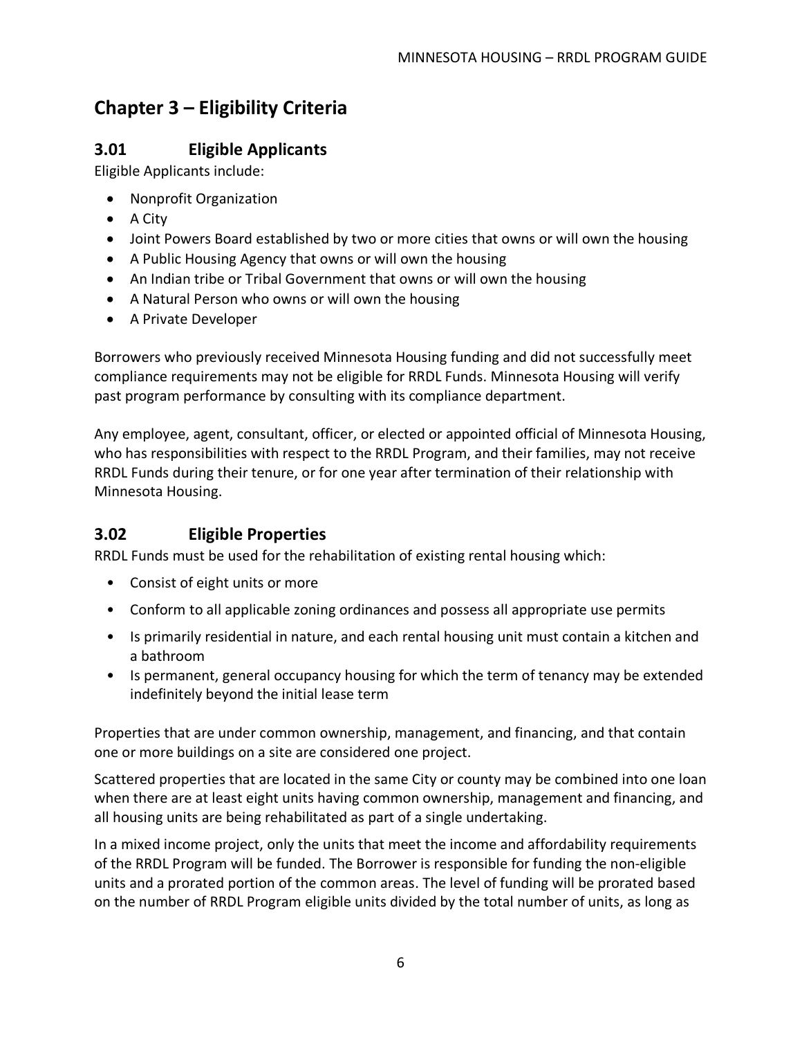# Chapter 3 – Eligibility Criteria

## 3.01 Eligible Applicants

Eligible Applicants include:

- Nonprofit Organization
- A City
- Joint Powers Board established by two or more cities that owns or will own the housing
- A Public Housing Agency that owns or will own the housing
- An Indian tribe or Tribal Government that owns or will own the housing
- A Natural Person who owns or will own the housing
- A Private Developer

Borrowers who previously received Minnesota Housing funding and did not successfully meet compliance requirements may not be eligible for RRDL Funds. Minnesota Housing will verify past program performance by consulting with its compliance department.

Any employee, agent, consultant, officer, or elected or appointed official of Minnesota Housing, who has responsibilities with respect to the RRDL Program, and their families, may not receive RRDL Funds during their tenure, or for one year after termination of their relationship with Minnesota Housing.

## 3.02 Eligible Properties

RRDL Funds must be used for the rehabilitation of existing rental housing which:

- Consist of eight units or more
- Conform to all applicable zoning ordinances and possess all appropriate use permits
- Is primarily residential in nature, and each rental housing unit must contain a kitchen and a bathroom
- Is permanent, general occupancy housing for which the term of tenancy may be extended indefinitely beyond the initial lease term

Properties that are under common ownership, management, and financing, and that contain one or more buildings on a site are considered one project.

Scattered properties that are located in the same City or county may be combined into one loan when there are at least eight units having common ownership, management and financing, and all housing units are being rehabilitated as part of a single undertaking.

In a mixed income project, only the units that meet the income and affordability requirements of the RRDL Program will be funded. The Borrower is responsible for funding the non-eligible units and a prorated portion of the common areas. The level of funding will be prorated based on the number of RRDL Program eligible units divided by the total number of units, as long as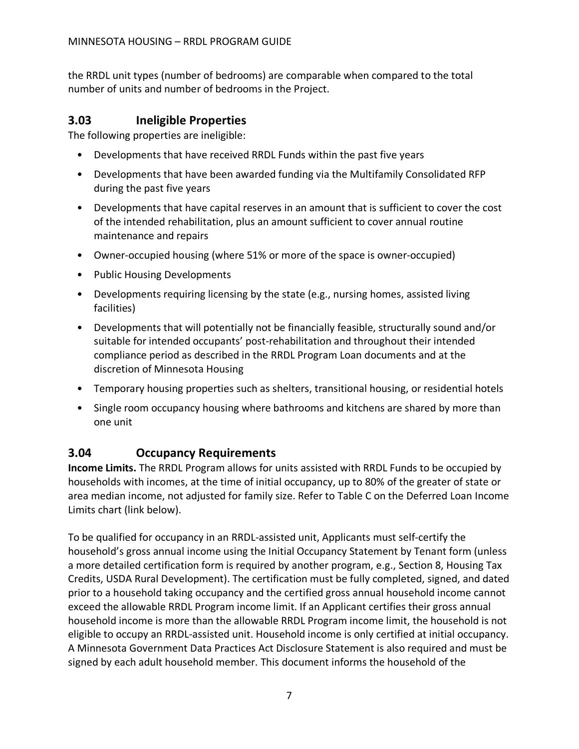the RRDL unit types (number of bedrooms) are comparable when compared to the total number of units and number of bedrooms in the Project.

## 3.03 Ineligible Properties

The following properties are ineligible:

- Developments that have received RRDL Funds within the past five years
- Developments that have been awarded funding via the Multifamily Consolidated RFP during the past five years
- Developments that have capital reserves in an amount that is sufficient to cover the cost of the intended rehabilitation, plus an amount sufficient to cover annual routine maintenance and repairs
- Owner-occupied housing (where 51% or more of the space is owner-occupied)
- Public Housing Developments
- Developments requiring licensing by the state (e.g., nursing homes, assisted living facilities)
- Developments that will potentially not be financially feasible, structurally sound and/or suitable for intended occupants' post-rehabilitation and throughout their intended compliance period as described in the RRDL Program Loan documents and at the discretion of Minnesota Housing
- Temporary housing properties such as shelters, transitional housing, or residential hotels
- Single room occupancy housing where bathrooms and kitchens are shared by more than one unit

## 3.04 Occupancy Requirements

**Income Limits.** The RRDL Program allows for units assisted with RRDL Funds to be occupied by households with incomes, at the time of initial occupancy, up to 80% of the greater of state or area median income, not adjusted for family size. Refer to Table C on the Deferred Loan Income Limits chart (link below).

To be qualified for occupancy in an RRDL-assisted unit, Applicants must self-certify the household's gross annual income using the Initial Occupancy Statement by Tenant form (unless a more detailed certification form is required by another program, e.g., Section 8, Housing Tax Credits, USDA Rural Development). The certification must be fully completed, signed, and dated prior to a household taking occupancy and the certified gross annual household income cannot exceed the allowable RRDL Program income limit. If an Applicant certifies their gross annual household income is more than the allowable RRDL Program income limit, the household is not eligible to occupy an RRDL-assisted unit. Household income is only certified at initial occupancy. A Minnesota Government Data Practices Act Disclosure Statement is also required and must be signed by each adult household member. This document informs the household of the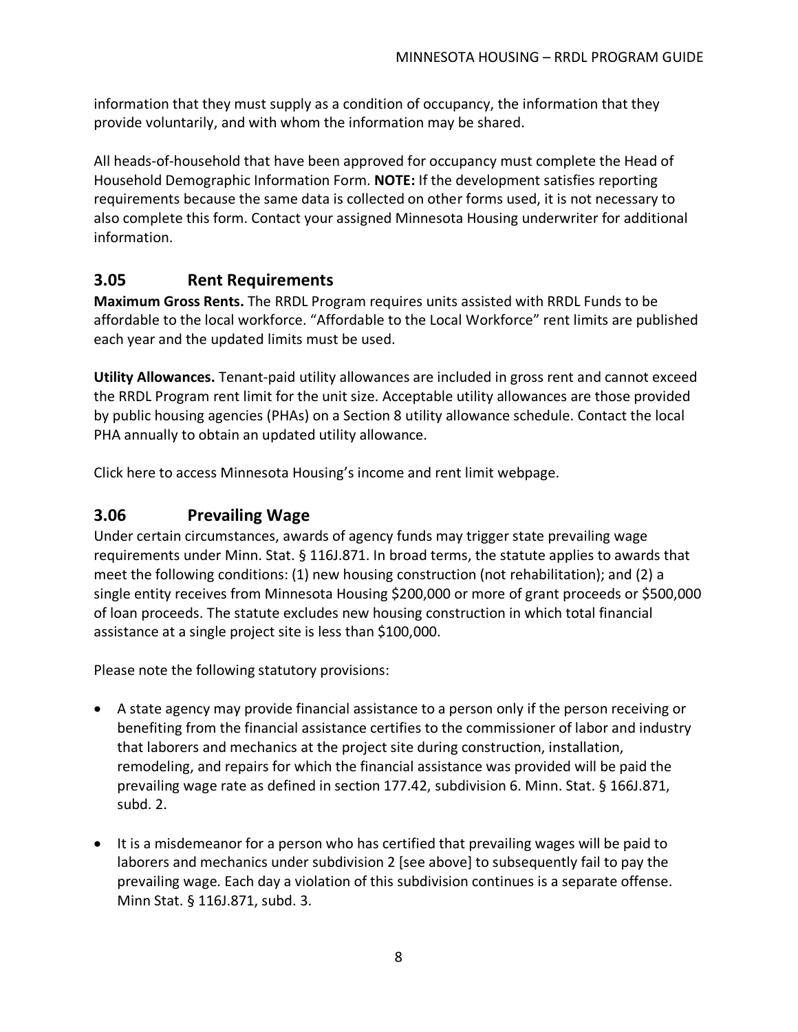information that they must supply as a condition of occupancy, the information that they provide voluntarily, and with whom the information may be shared.

All heads-of-household that have been approved for occupancy must complete the Head of Household Demographic Information Form. **NOTE:** If the development satisfies reporting requirements because the same data is collected on other forms used, it is not necessary to also complete this form. Contact your assigned Minnesota Housing underwriter for additional information.

## 3.05 Rent Requirements

**Maximum Gross Rents.** The RRDL Program requires units assisted with RRDL Funds to be affordable to the local workforce. "Affordable to the Local Workforce" rent limits are published each year and the updated limits must be used.

**Utility Allowances.** Tenant-paid utility allowances are included in gross rent and cannot exceed the RRDL Program rent limit for the unit size. Acceptable utility allowances are those provided by public housing agencies (PHAs) on a Section 8 utility allowance schedule. Contact the local PHA annually to obtain an updated utility allowance.

Click here to access Minnesota Housing's income and rent limit webpage.

## 3.06 Prevailing Wage

Under certain circumstances, awards of agency funds may trigger state prevailing wage requirements under Minn. Stat. § 116J.871. In broad terms, the statute applies to awards that meet the following conditions: (1) new housing construction (not rehabilitation); and (2) a single entity receives from Minnesota Housing $200,000 or more of grant proceeds or $500,000 of loan proceeds. The statute excludes new housing construction in which total financial assistance at a single project site is less than $100,000.

Please note the following statutory provisions:

- A state agency may provide financial assistance to a person only if the person receiving or benefiting from the financial assistance certifies to the commissioner of labor and industry that laborers and mechanics at the project site during construction, installation, remodeling, and repairs for which the financial assistance was provided will be paid the prevailing wage rate as defined in section 177.42, subdivision 6. Minn. Stat. § 166J.871, subd. 2.

- It is a misdemeanor for a person who has certified that prevailing wages will be paid to laborers and mechanics under subdivision 2 [see above] to subsequently fail to pay the prevailing wage. Each day a violation of this subdivision continues is a separate offense. Minn Stat. § 116J.871, subd. 3.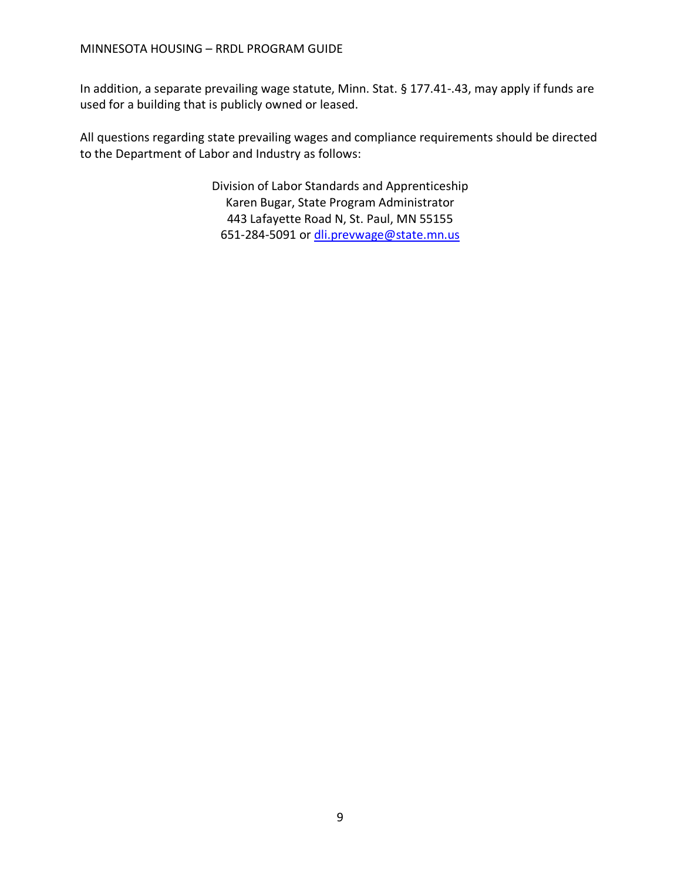In addition, a separate prevailing wage statute, Minn. Stat. § 177.41-.43, may apply if funds are used for a building that is publicly owned or leased.

All questions regarding state prevailing wages and compliance requirements should be directed to the Department of Labor and Industry as follows:

Division of Labor Standards and Apprenticeship
Karen Bugar, State Program Administrator
443 Lafayette Road N, St. Paul, MN 55155
651-284-5091 or dli.prevwage@state.mn.us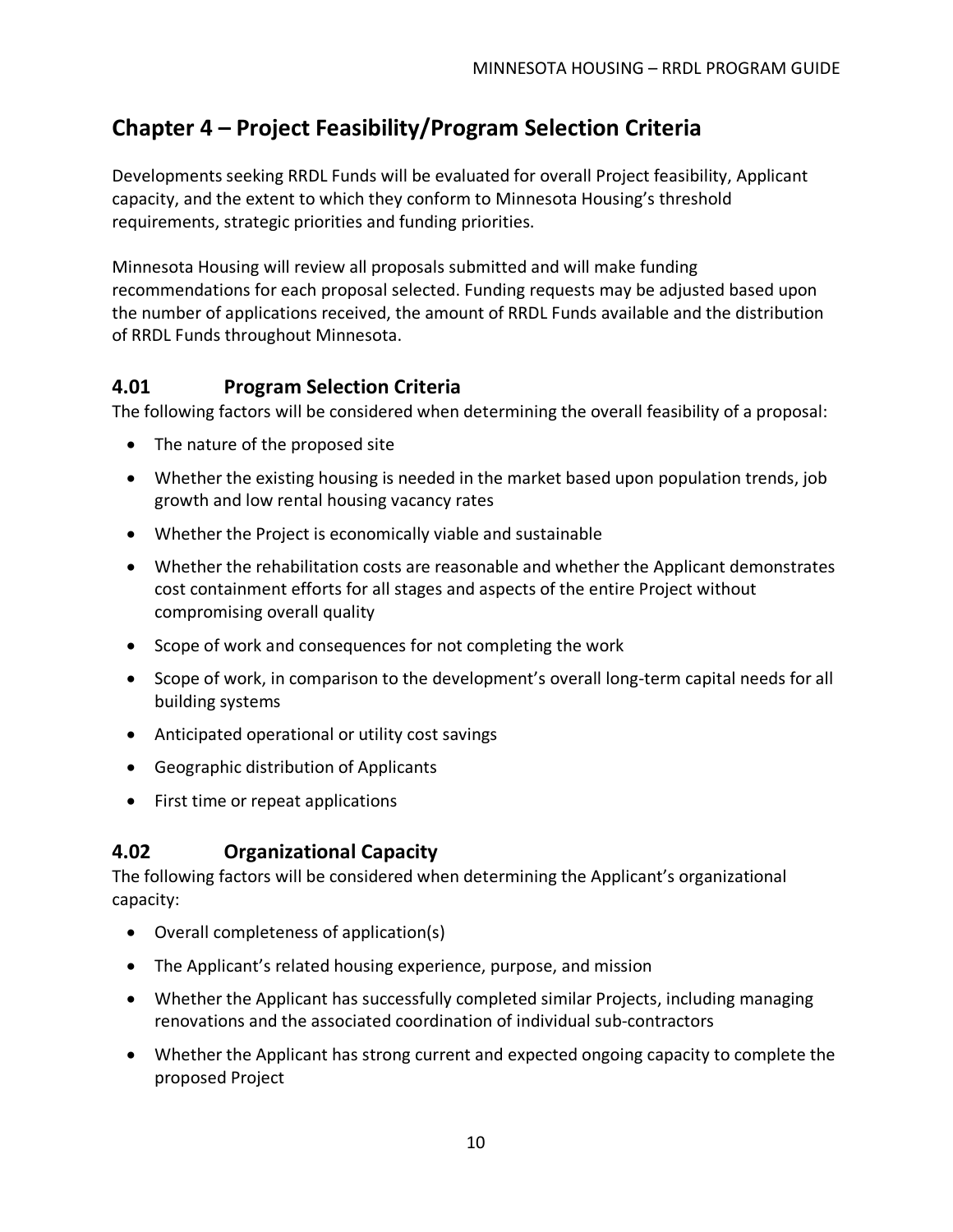## Chapter 4 – Project Feasibility/Program Selection Criteria

Developments seeking RRDL Funds will be evaluated for overall Project feasibility, Applicant capacity, and the extent to which they conform to Minnesota Housing's threshold requirements, strategic priorities and funding priorities.

Minnesota Housing will review all proposals submitted and will make funding recommendations for each proposal selected. Funding requests may be adjusted based upon the number of applications received, the amount of RRDL Funds available and the distribution of RRDL Funds throughout Minnesota.

### 4.01 Program Selection Criteria

The following factors will be considered when determining the overall feasibility of a proposal:

- The nature of the proposed site
- Whether the existing housing is needed in the market based upon population trends, job growth and low rental housing vacancy rates
- Whether the Project is economically viable and sustainable
- Whether the rehabilitation costs are reasonable and whether the Applicant demonstrates cost containment efforts for all stages and aspects of the entire Project without compromising overall quality
- Scope of work and consequences for not completing the work
- Scope of work, in comparison to the development's overall long-term capital needs for all building systems
- Anticipated operational or utility cost savings
- Geographic distribution of Applicants
- First time or repeat applications

### 4.02 Organizational Capacity

The following factors will be considered when determining the Applicant's organizational capacity:

- Overall completeness of application(s)
- The Applicant's related housing experience, purpose, and mission
- Whether the Applicant has successfully completed similar Projects, including managing renovations and the associated coordination of individual sub-contractors
- Whether the Applicant has strong current and expected ongoing capacity to complete the proposed Project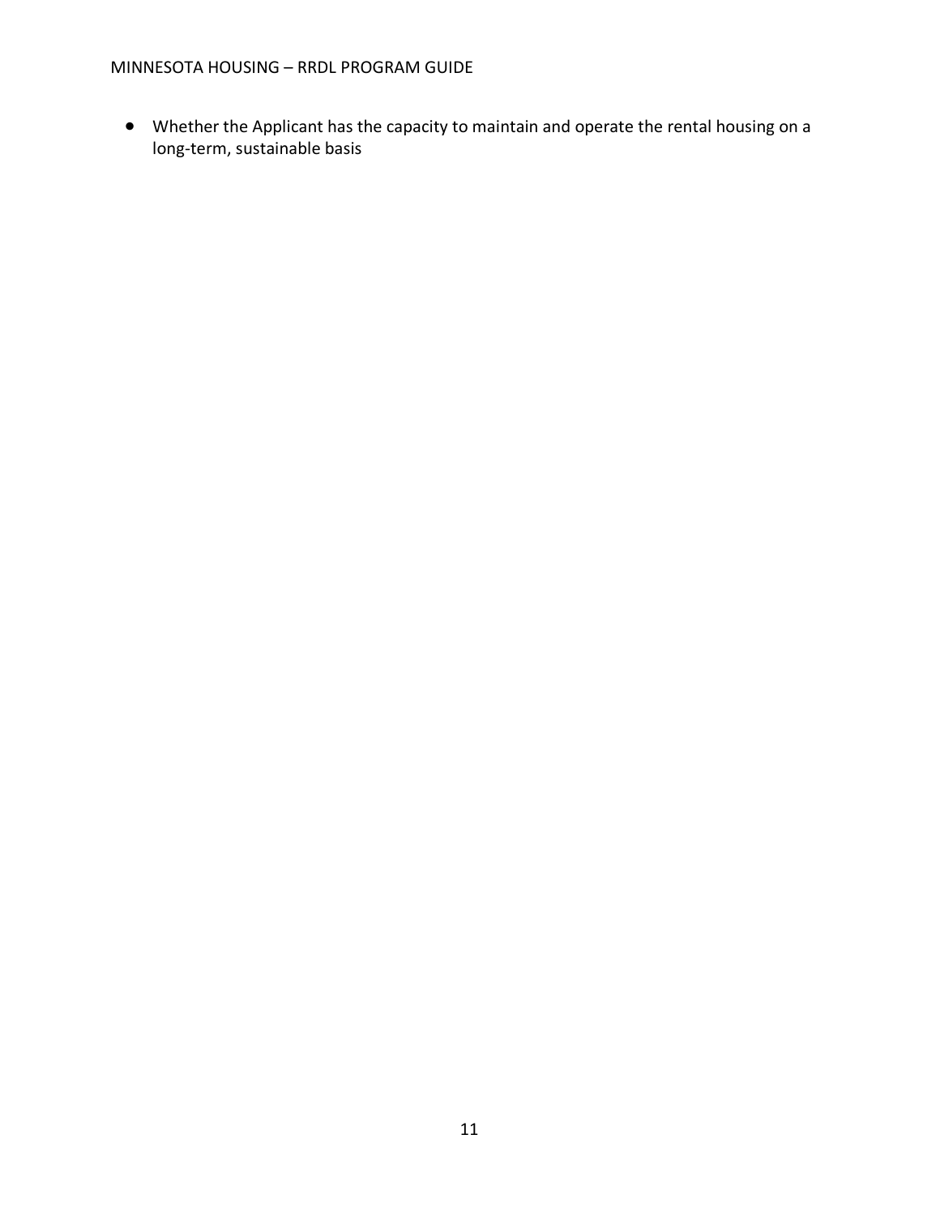- Whether the Applicant has the capacity to maintain and operate the rental housing on a long-term, sustainable basis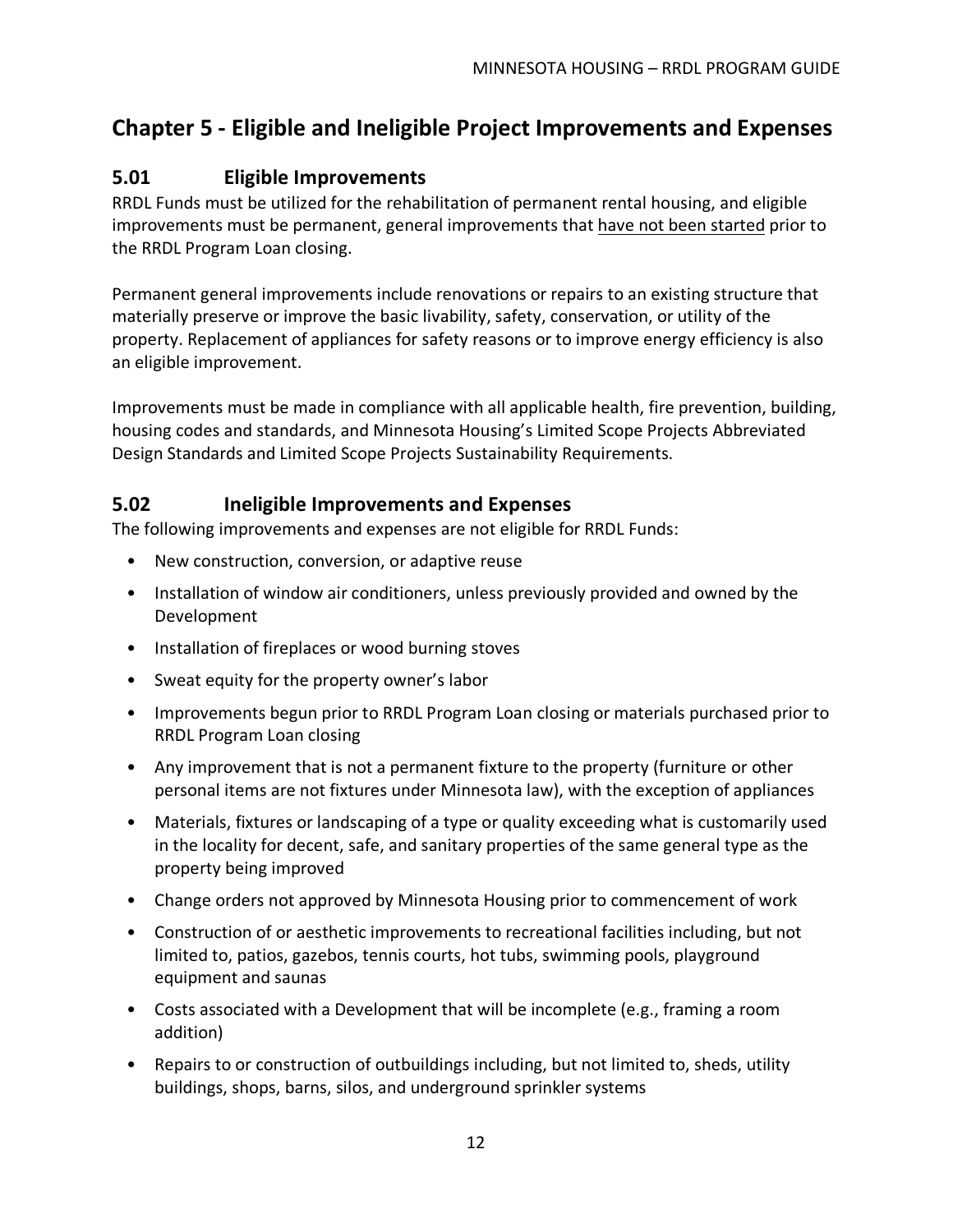## Chapter 5 - Eligible and Ineligible Project Improvements and Expenses

### 5.01 Eligible Improvements

RRDL Funds must be utilized for the rehabilitation of permanent rental housing, and eligible improvements must be permanent, general improvements that have not been started prior to the RRDL Program Loan closing.

Permanent general improvements include renovations or repairs to an existing structure that materially preserve or improve the basic livability, safety, conservation, or utility of the property. Replacement of appliances for safety reasons or to improve energy efficiency is also an eligible improvement.

Improvements must be made in compliance with all applicable health, fire prevention, building, housing codes and standards, and Minnesota Housing's Limited Scope Projects Abbreviated Design Standards and Limited Scope Projects Sustainability Requirements.

### 5.02 Ineligible Improvements and Expenses

The following improvements and expenses are not eligible for RRDL Funds:

- New construction, conversion, or adaptive reuse
- Installation of window air conditioners, unless previously provided and owned by the Development
- Installation of fireplaces or wood burning stoves
- Sweat equity for the property owner's labor
- Improvements begun prior to RRDL Program Loan closing or materials purchased prior to RRDL Program Loan closing
- Any improvement that is not a permanent fixture to the property (furniture or other personal items are not fixtures under Minnesota law), with the exception of appliances
- Materials, fixtures or landscaping of a type or quality exceeding what is customarily used in the locality for decent, safe, and sanitary properties of the same general type as the property being improved
- Change orders not approved by Minnesota Housing prior to commencement of work
- Construction of or aesthetic improvements to recreational facilities including, but not limited to, patios, gazebos, tennis courts, hot tubs, swimming pools, playground equipment and saunas
- Costs associated with a Development that will be incomplete (e.g., framing a room addition)
- Repairs to or construction of outbuildings including, but not limited to, sheds, utility buildings, shops, barns, silos, and underground sprinkler systems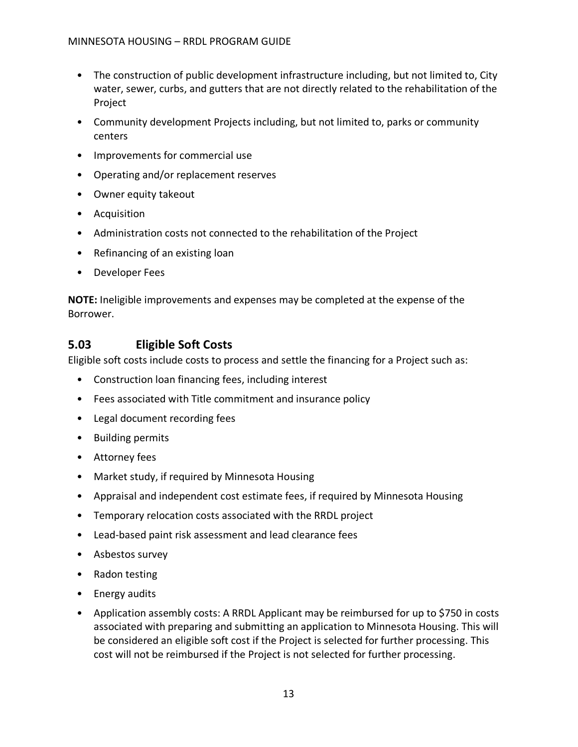- The construction of public development infrastructure including, but not limited to, City water, sewer, curbs, and gutters that are not directly related to the rehabilitation of the Project
- Community development Projects including, but not limited to, parks or community centers
- Improvements for commercial use
- Operating and/or replacement reserves
- Owner equity takeout
- Acquisition
- Administration costs not connected to the rehabilitation of the Project
- Refinancing of an existing loan
- Developer Fees

**NOTE:** Ineligible improvements and expenses may be completed at the expense of the Borrower.

## 5.03 Eligible Soft Costs

Eligible soft costs include costs to process and settle the financing for a Project such as:

- Construction loan financing fees, including interest
- Fees associated with Title commitment and insurance policy
- Legal document recording fees
- Building permits
- Attorney fees
- Market study, if required by Minnesota Housing
- Appraisal and independent cost estimate fees, if required by Minnesota Housing
- Temporary relocation costs associated with the RRDL project
- Lead-based paint risk assessment and lead clearance fees
- Asbestos survey
- Radon testing
- Energy audits
- Application assembly costs: A RRDL Applicant may be reimbursed for up to $750 in costs associated with preparing and submitting an application to Minnesota Housing. This will be considered an eligible soft cost if the Project is selected for further processing. This cost will not be reimbursed if the Project is not selected for further processing.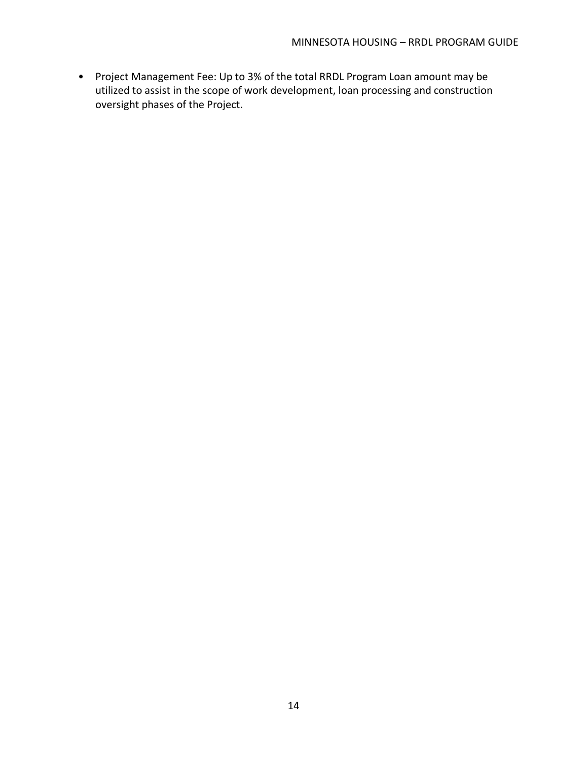- Project Management Fee: Up to 3% of the total RRDL Program Loan amount may be utilized to assist in the scope of work development, loan processing and construction oversight phases of the Project.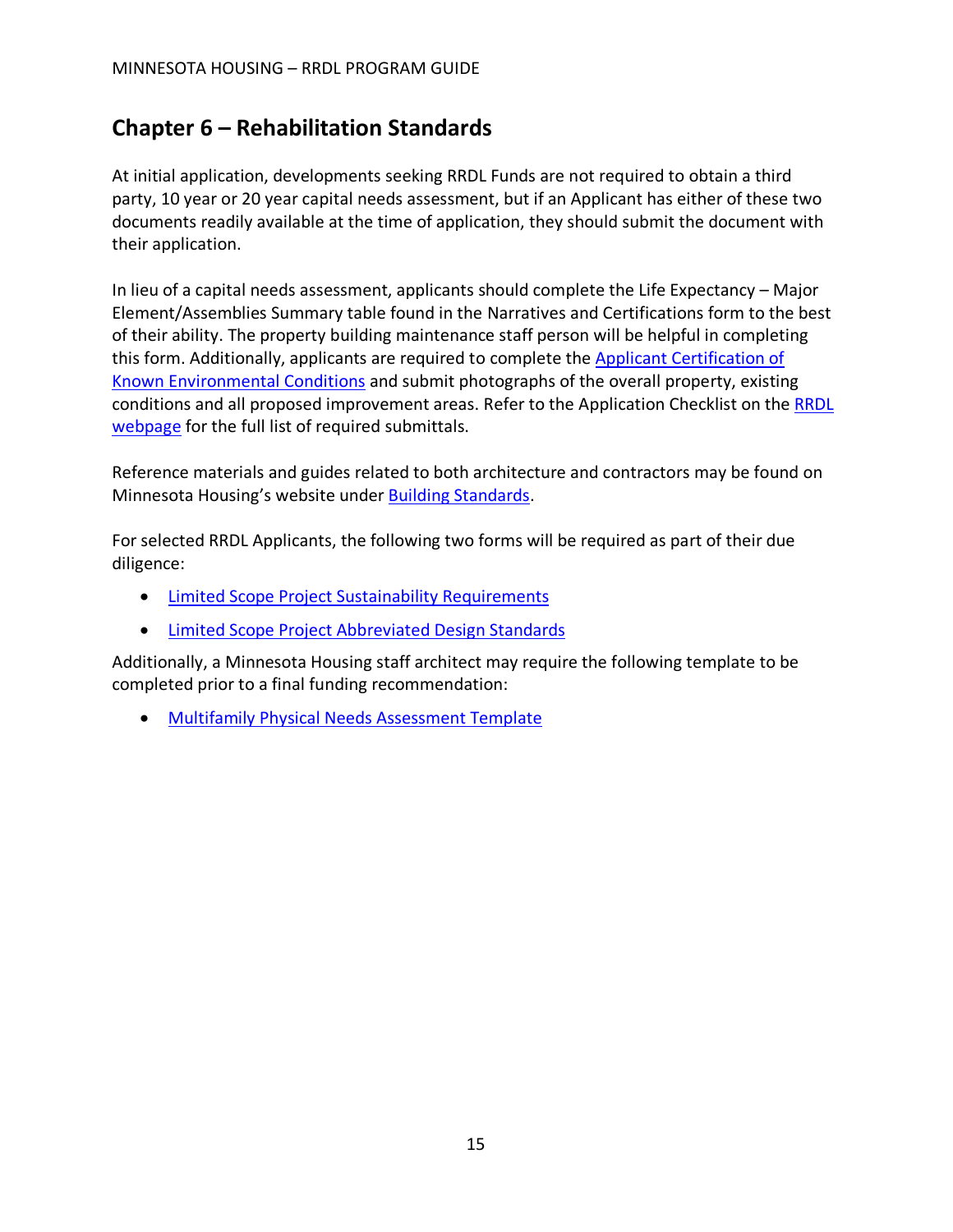## Chapter 6 – Rehabilitation Standards

At initial application, developments seeking RRDL Funds are not required to obtain a third party, 10 year or 20 year capital needs assessment, but if an Applicant has either of these two documents readily available at the time of application, they should submit the document with their application.

In lieu of a capital needs assessment, applicants should complete the Life Expectancy – Major Element/Assemblies Summary table found in the Narratives and Certifications form to the best of their ability. The property building maintenance staff person will be helpful in completing this form. Additionally, applicants are required to complete the Applicant Certification of Known Environmental Conditions and submit photographs of the overall property, existing conditions and all proposed improvement areas. Refer to the Application Checklist on the RRDL webpage for the full list of required submittals.

Reference materials and guides related to both architecture and contractors may be found on Minnesota Housing's website under Building Standards.

For selected RRDL Applicants, the following two forms will be required as part of their due diligence:

- Limited Scope Project Sustainability Requirements
- Limited Scope Project Abbreviated Design Standards

Additionally, a Minnesota Housing staff architect may require the following template to be completed prior to a final funding recommendation:

- Multifamily Physical Needs Assessment Template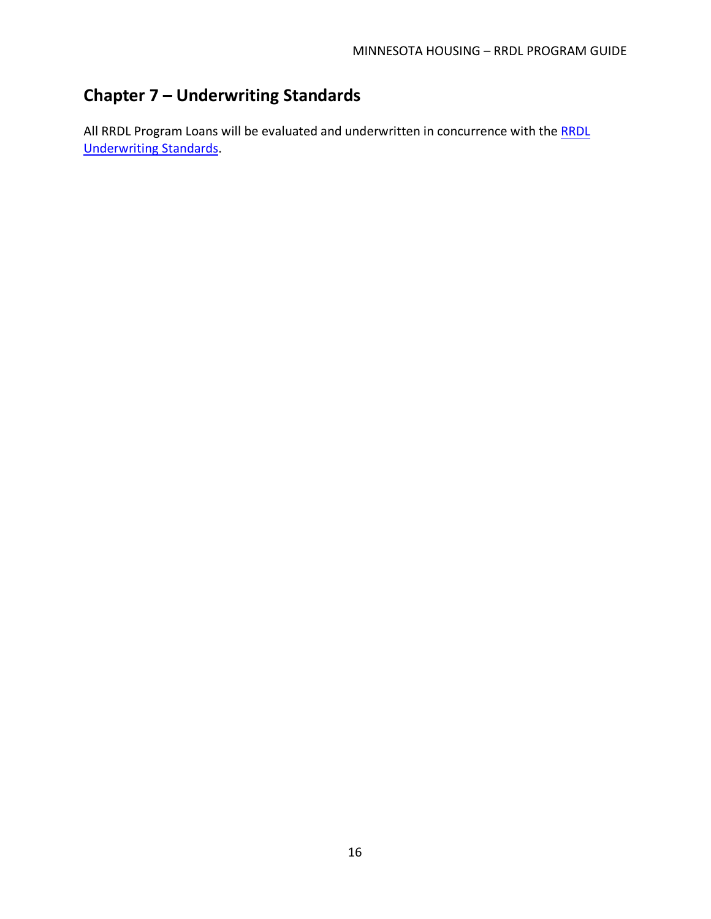# Chapter 7 – Underwriting Standards

All RRDL Program Loans will be evaluated and underwritten in concurrence with the RRDL Underwriting Standards.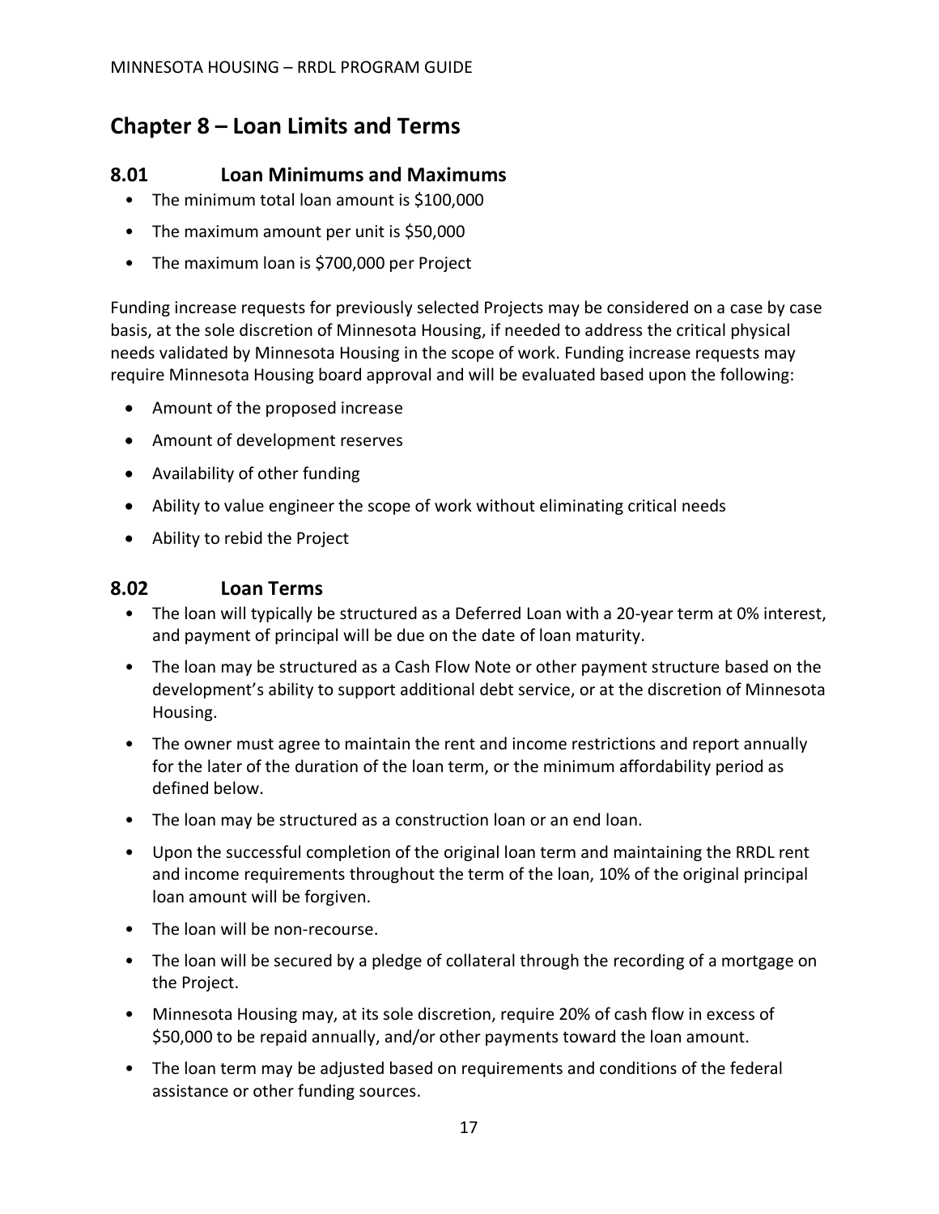# Chapter 8 – Loan Limits and Terms

## 8.01 Loan Minimums and Maximums

- The minimum total loan amount is $100,000
- The maximum amount per unit is $50,000
- The maximum loan is $700,000 per Project

Funding increase requests for previously selected Projects may be considered on a case by case basis, at the sole discretion of Minnesota Housing, if needed to address the critical physical needs validated by Minnesota Housing in the scope of work. Funding increase requests may require Minnesota Housing board approval and will be evaluated based upon the following:

- Amount of the proposed increase
- Amount of development reserves
- Availability of other funding
- Ability to value engineer the scope of work without eliminating critical needs
- Ability to rebid the Project

## 8.02 Loan Terms

- The loan will typically be structured as a Deferred Loan with a 20-year term at 0% interest, and payment of principal will be due on the date of loan maturity.
- The loan may be structured as a Cash Flow Note or other payment structure based on the development's ability to support additional debt service, or at the discretion of Minnesota Housing.
- The owner must agree to maintain the rent and income restrictions and report annually for the later of the duration of the loan term, or the minimum affordability period as defined below.
- The loan may be structured as a construction loan or an end loan.
- Upon the successful completion of the original loan term and maintaining the RRDL rent and income requirements throughout the term of the loan, 10% of the original principal loan amount will be forgiven.
- The loan will be non-recourse.
- The loan will be secured by a pledge of collateral through the recording of a mortgage on the Project.
- Minnesota Housing may, at its sole discretion, require 20% of cash flow in excess of $50,000 to be repaid annually, and/or other payments toward the loan amount.
- The loan term may be adjusted based on requirements and conditions of the federal assistance or other funding sources.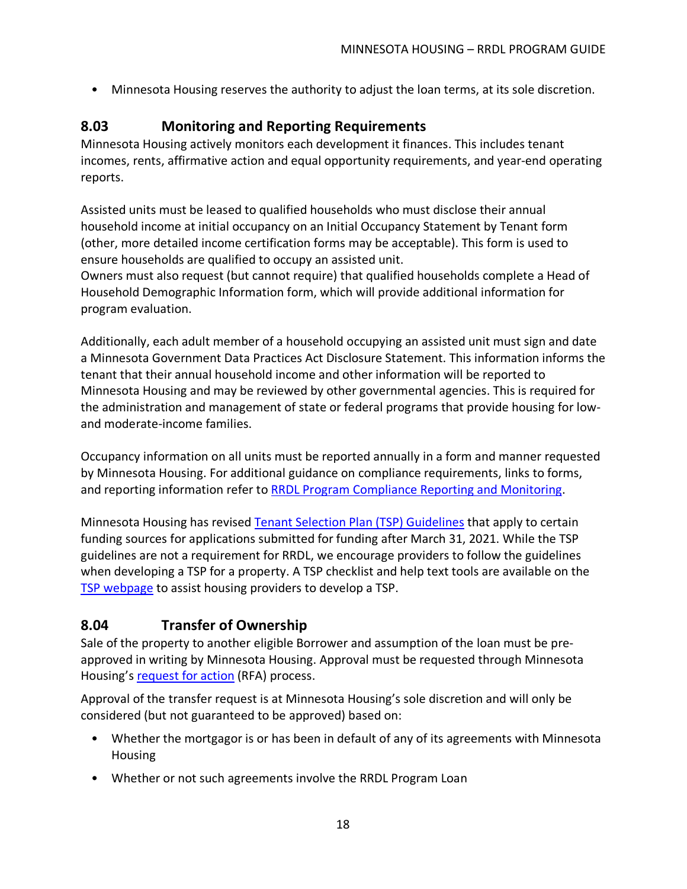- Minnesota Housing reserves the authority to adjust the loan terms, at its sole discretion.

## 8.03 Monitoring and Reporting Requirements

Minnesota Housing actively monitors each development it finances. This includes tenant incomes, rents, affirmative action and equal opportunity requirements, and year-end operating reports.

Assisted units must be leased to qualified households who must disclose their annual household income at initial occupancy on an Initial Occupancy Statement by Tenant form (other, more detailed income certification forms may be acceptable). This form is used to ensure households are qualified to occupy an assisted unit.
Owners must also request (but cannot require) that qualified households complete a Head of Household Demographic Information form, which will provide additional information for program evaluation.

Additionally, each adult member of a household occupying an assisted unit must sign and date a Minnesota Government Data Practices Act Disclosure Statement. This information informs the tenant that their annual household income and other information will be reported to Minnesota Housing and may be reviewed by other governmental agencies. This is required for the administration and management of state or federal programs that provide housing for low- and moderate-income families.

Occupancy information on all units must be reported annually in a form and manner requested by Minnesota Housing. For additional guidance on compliance requirements, links to forms, and reporting information refer to RRDL Program Compliance Reporting and Monitoring.

Minnesota Housing has revised Tenant Selection Plan (TSP) Guidelines that apply to certain funding sources for applications submitted for funding after March 31, 2021. While the TSP guidelines are not a requirement for RRDL, we encourage providers to follow the guidelines when developing a TSP for a property. A TSP checklist and help text tools are available on the TSP webpage to assist housing providers to develop a TSP.

## 8.04 Transfer of Ownership

Sale of the property to another eligible Borrower and assumption of the loan must be pre-approved in writing by Minnesota Housing. Approval must be requested through Minnesota Housing's request for action (RFA) process.

Approval of the transfer request is at Minnesota Housing's sole discretion and will only be considered (but not guaranteed to be approved) based on:

- Whether the mortgagor is or has been in default of any of its agreements with Minnesota Housing
- Whether or not such agreements involve the RRDL Program Loan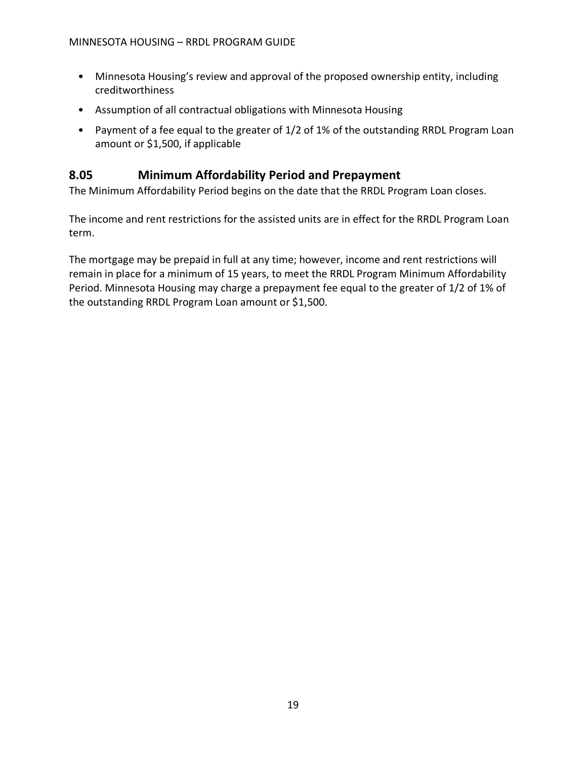- Minnesota Housing's review and approval of the proposed ownership entity, including creditworthiness
- Assumption of all contractual obligations with Minnesota Housing
- Payment of a fee equal to the greater of 1/2 of 1% of the outstanding RRDL Program Loan amount or $1,500, if applicable

## 8.05 Minimum Affordability Period and Prepayment

The Minimum Affordability Period begins on the date that the RRDL Program Loan closes.

The income and rent restrictions for the assisted units are in effect for the RRDL Program Loan term.

The mortgage may be prepaid in full at any time; however, income and rent restrictions will remain in place for a minimum of 15 years, to meet the RRDL Program Minimum Affordability Period. Minnesota Housing may charge a prepayment fee equal to the greater of 1/2 of 1% of the outstanding RRDL Program Loan amount or $1,500.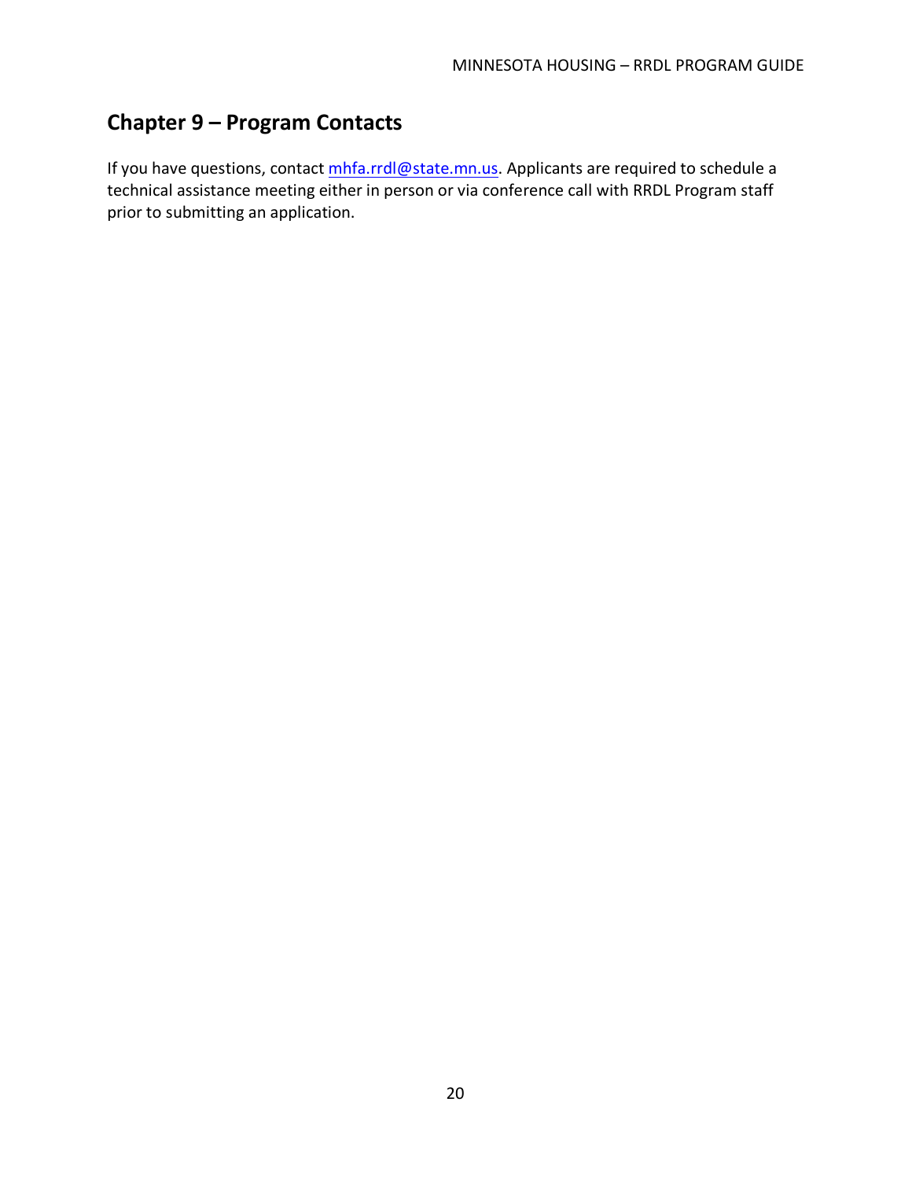# Chapter 9 – Program Contacts

If you have questions, contact mhfa.rrdl@state.mn.us. Applicants are required to schedule a technical assistance meeting either in person or via conference call with RRDL Program staff prior to submitting an application.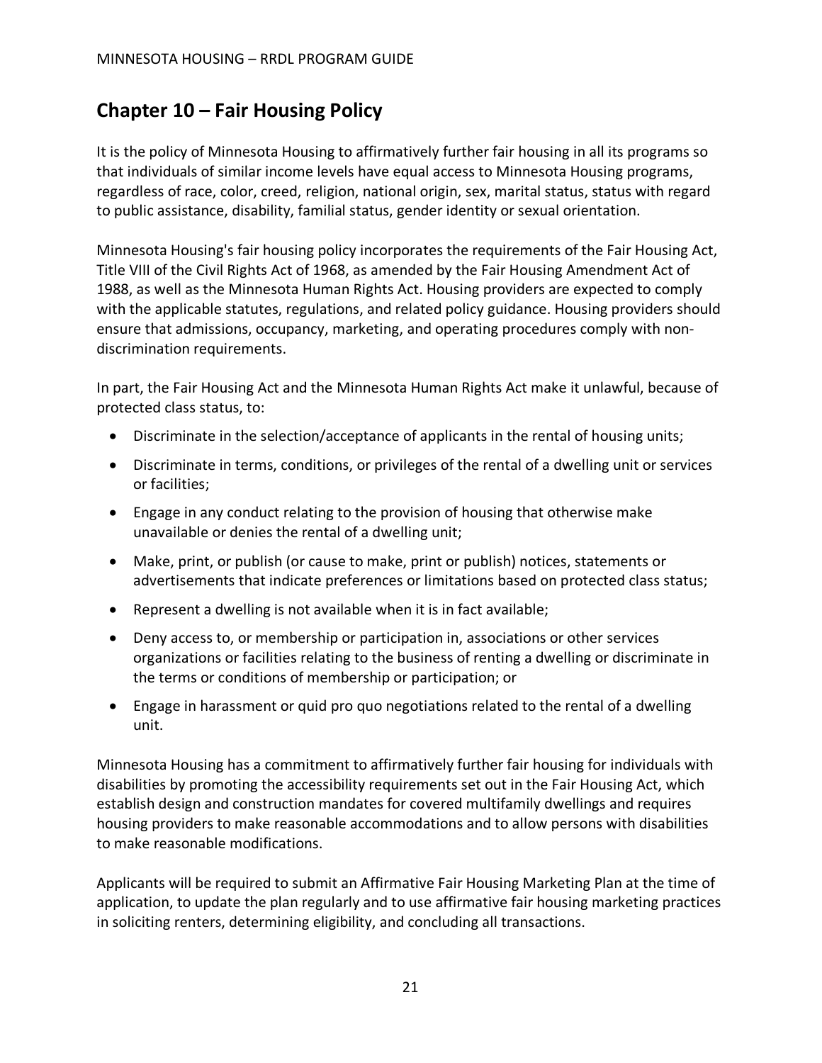# Chapter 10 – Fair Housing Policy

It is the policy of Minnesota Housing to affirmatively further fair housing in all its programs so that individuals of similar income levels have equal access to Minnesota Housing programs, regardless of race, color, creed, religion, national origin, sex, marital status, status with regard to public assistance, disability, familial status, gender identity or sexual orientation.

Minnesota Housing's fair housing policy incorporates the requirements of the Fair Housing Act, Title VIII of the Civil Rights Act of 1968, as amended by the Fair Housing Amendment Act of 1988, as well as the Minnesota Human Rights Act. Housing providers are expected to comply with the applicable statutes, regulations, and related policy guidance. Housing providers should ensure that admissions, occupancy, marketing, and operating procedures comply with non-discrimination requirements.

In part, the Fair Housing Act and the Minnesota Human Rights Act make it unlawful, because of protected class status, to:

- Discriminate in the selection/acceptance of applicants in the rental of housing units;
- Discriminate in terms, conditions, or privileges of the rental of a dwelling unit or services or facilities;
- Engage in any conduct relating to the provision of housing that otherwise make unavailable or denies the rental of a dwelling unit;
- Make, print, or publish (or cause to make, print or publish) notices, statements or advertisements that indicate preferences or limitations based on protected class status;
- Represent a dwelling is not available when it is in fact available;
- Deny access to, or membership or participation in, associations or other services organizations or facilities relating to the business of renting a dwelling or discriminate in the terms or conditions of membership or participation; or
- Engage in harassment or quid pro quo negotiations related to the rental of a dwelling unit.

Minnesota Housing has a commitment to affirmatively further fair housing for individuals with disabilities by promoting the accessibility requirements set out in the Fair Housing Act, which establish design and construction mandates for covered multifamily dwellings and requires housing providers to make reasonable accommodations and to allow persons with disabilities to make reasonable modifications.

Applicants will be required to submit an Affirmative Fair Housing Marketing Plan at the time of application, to update the plan regularly and to use affirmative fair housing marketing practices in soliciting renters, determining eligibility, and concluding all transactions.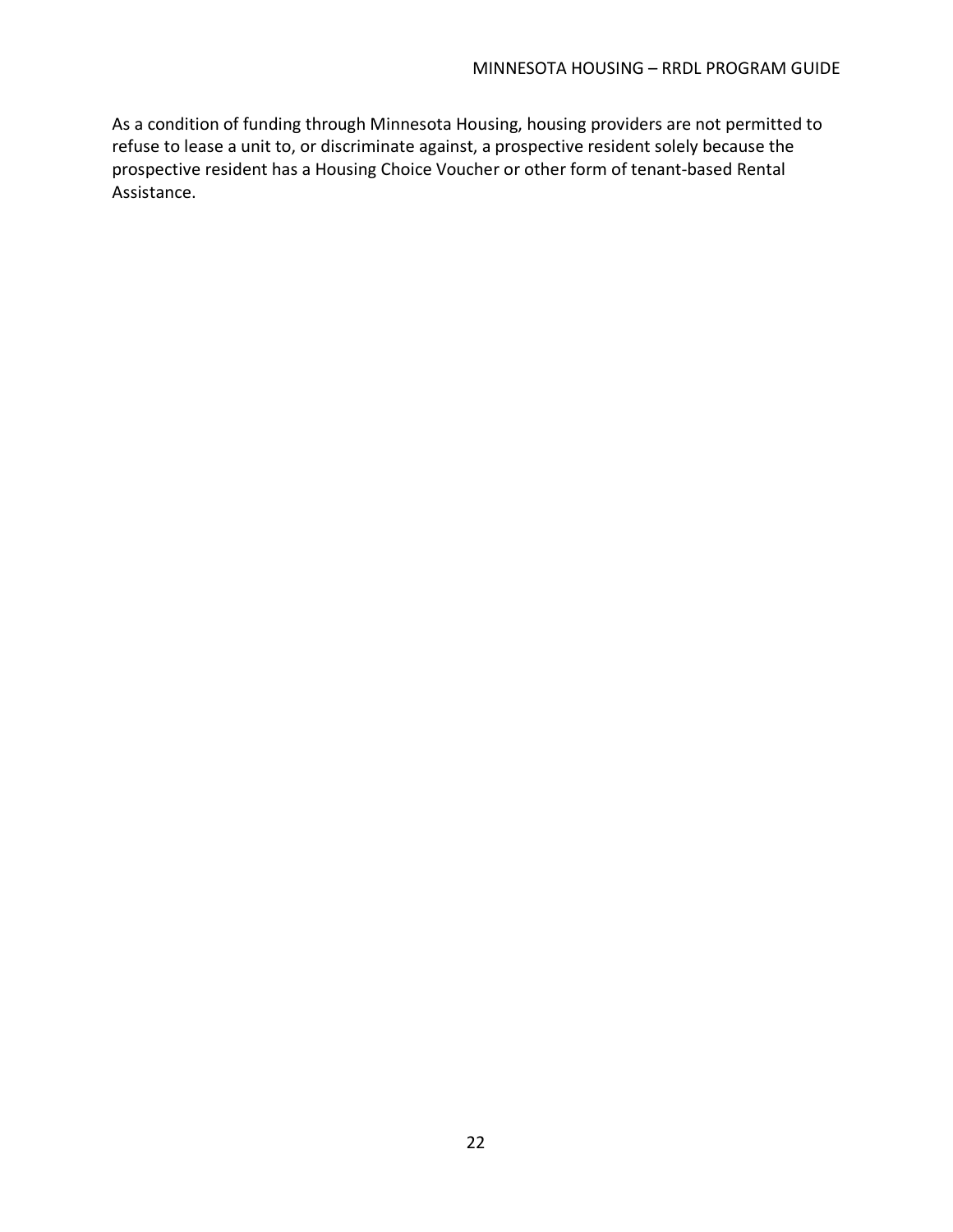As a condition of funding through Minnesota Housing, housing providers are not permitted to refuse to lease a unit to, or discriminate against, a prospective resident solely because the prospective resident has a Housing Choice Voucher or other form of tenant-based Rental Assistance.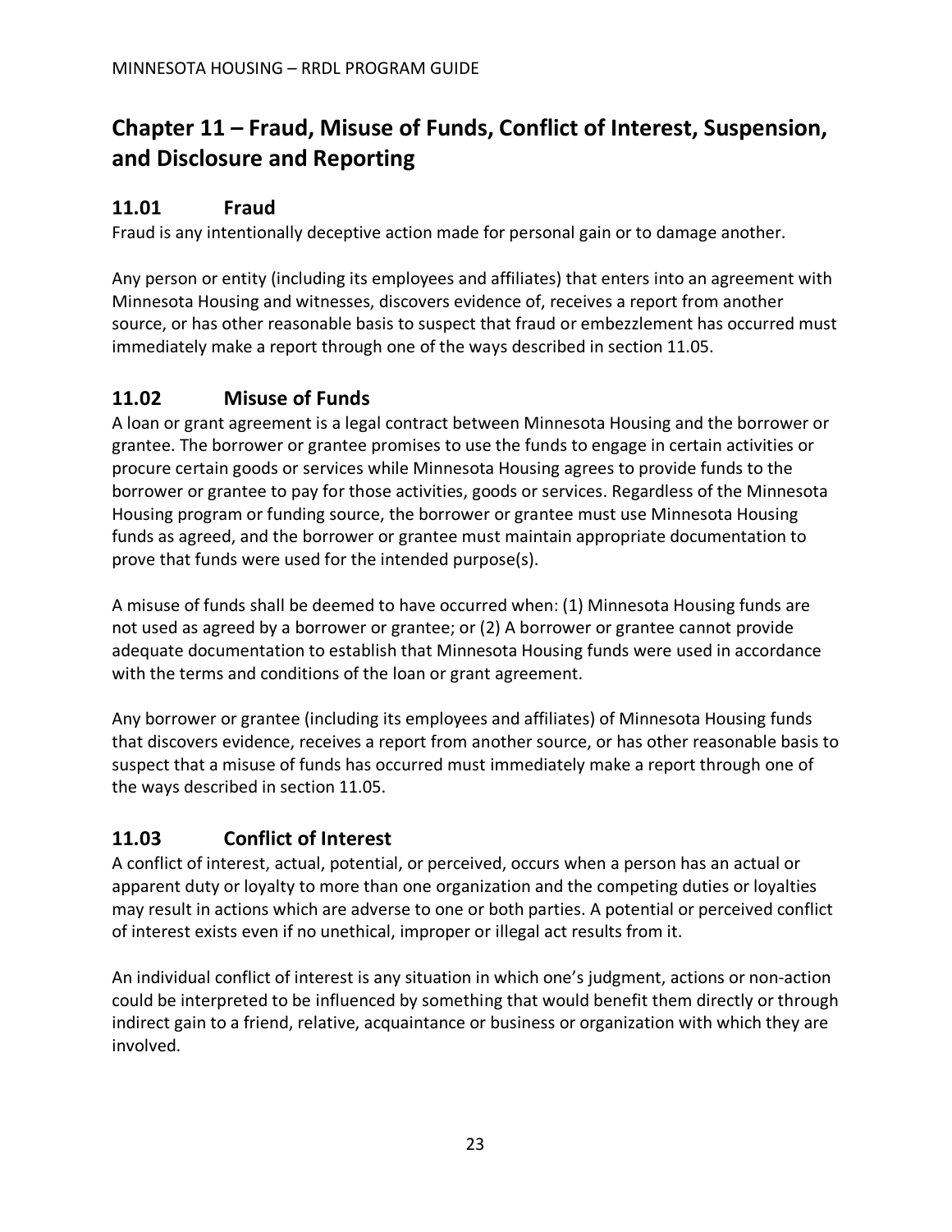# Chapter 11 – Fraud, Misuse of Funds, Conflict of Interest, Suspension, and Disclosure and Reporting

## 11.01 Fraud

Fraud is any intentionally deceptive action made for personal gain or to damage another.

Any person or entity (including its employees and affiliates) that enters into an agreement with Minnesota Housing and witnesses, discovers evidence of, receives a report from another source, or has other reasonable basis to suspect that fraud or embezzlement has occurred must immediately make a report through one of the ways described in section 11.05.

## 11.02 Misuse of Funds

A loan or grant agreement is a legal contract between Minnesota Housing and the borrower or grantee. The borrower or grantee promises to use the funds to engage in certain activities or procure certain goods or services while Minnesota Housing agrees to provide funds to the borrower or grantee to pay for those activities, goods or services. Regardless of the Minnesota Housing program or funding source, the borrower or grantee must use Minnesota Housing funds as agreed, and the borrower or grantee must maintain appropriate documentation to prove that funds were used for the intended purpose(s).

A misuse of funds shall be deemed to have occurred when: (1) Minnesota Housing funds are not used as agreed by a borrower or grantee; or (2) A borrower or grantee cannot provide adequate documentation to establish that Minnesota Housing funds were used in accordance with the terms and conditions of the loan or grant agreement.

Any borrower or grantee (including its employees and affiliates) of Minnesota Housing funds that discovers evidence, receives a report from another source, or has other reasonable basis to suspect that a misuse of funds has occurred must immediately make a report through one of the ways described in section 11.05.

## 11.03 Conflict of Interest

A conflict of interest, actual, potential, or perceived, occurs when a person has an actual or apparent duty or loyalty to more than one organization and the competing duties or loyalties may result in actions which are adverse to one or both parties. A potential or perceived conflict of interest exists even if no unethical, improper or illegal act results from it.

An individual conflict of interest is any situation in which one's judgment, actions or non-action could be interpreted to be influenced by something that would benefit them directly or through indirect gain to a friend, relative, acquaintance or business or organization with which they are involved.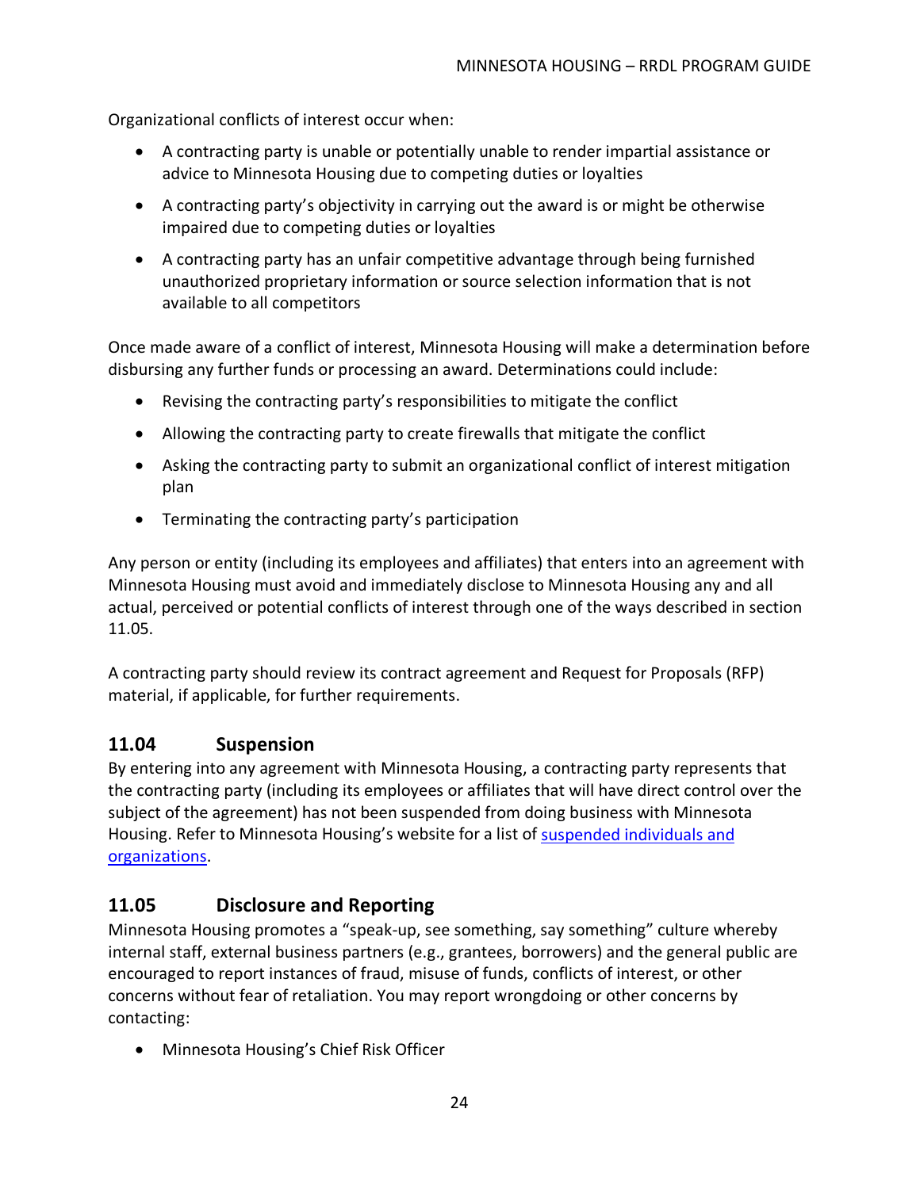Organizational conflicts of interest occur when:

- A contracting party is unable or potentially unable to render impartial assistance or advice to Minnesota Housing due to competing duties or loyalties
- A contracting party's objectivity in carrying out the award is or might be otherwise impaired due to competing duties or loyalties
- A contracting party has an unfair competitive advantage through being furnished unauthorized proprietary information or source selection information that is not available to all competitors

Once made aware of a conflict of interest, Minnesota Housing will make a determination before disbursing any further funds or processing an award. Determinations could include:

- Revising the contracting party's responsibilities to mitigate the conflict
- Allowing the contracting party to create firewalls that mitigate the conflict
- Asking the contracting party to submit an organizational conflict of interest mitigation plan
- Terminating the contracting party's participation

Any person or entity (including its employees and affiliates) that enters into an agreement with Minnesota Housing must avoid and immediately disclose to Minnesota Housing any and all actual, perceived or potential conflicts of interest through one of the ways described in section 11.05.

A contracting party should review its contract agreement and Request for Proposals (RFP) material, if applicable, for further requirements.

## 11.04 Suspension

By entering into any agreement with Minnesota Housing, a contracting party represents that the contracting party (including its employees or affiliates that will have direct control over the subject of the agreement) has not been suspended from doing business with Minnesota Housing. Refer to Minnesota Housing's website for a list of suspended individuals and organizations.

## 11.05 Disclosure and Reporting

Minnesota Housing promotes a "speak-up, see something, say something" culture whereby internal staff, external business partners (e.g., grantees, borrowers) and the general public are encouraged to report instances of fraud, misuse of funds, conflicts of interest, or other concerns without fear of retaliation. You may report wrongdoing or other concerns by contacting:

- Minnesota Housing's Chief Risk Officer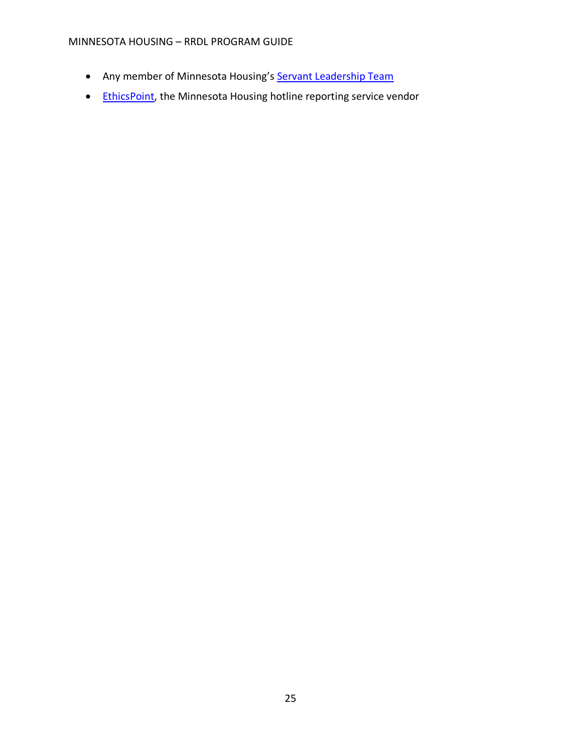- Any member of Minnesota Housing's Servant Leadership Team
- EthicsPoint, the Minnesota Housing hotline reporting service vendor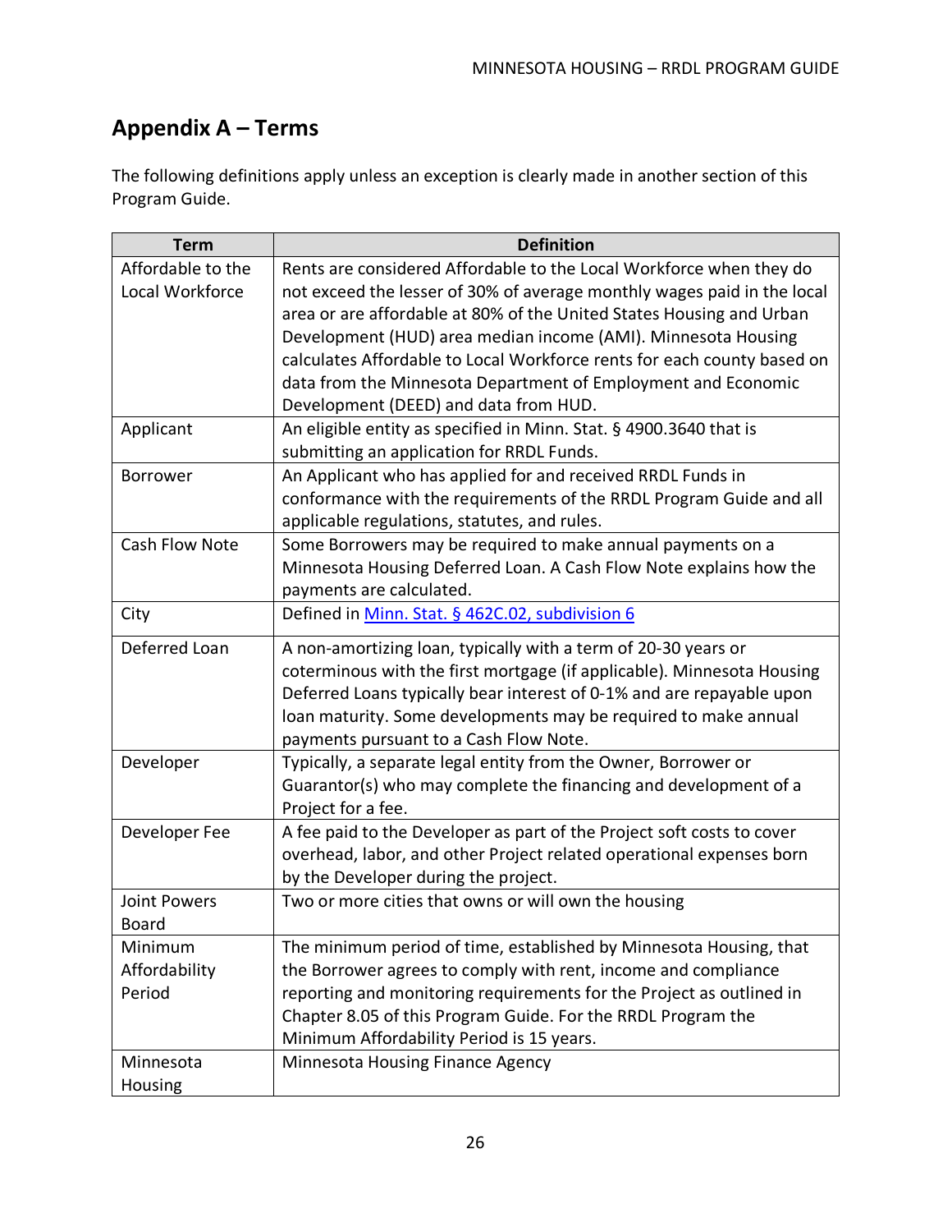## Appendix A – Terms

The following definitions apply unless an exception is clearly made in another section of this Program Guide.

| Term | Definition |
|---|---|
| Affordable to the Local Workforce | Rents are considered Affordable to the Local Workforce when they do not exceed the lesser of 30% of average monthly wages paid in the local area or are affordable at 80% of the United States Housing and Urban Development (HUD) area median income (AMI). Minnesota Housing calculates Affordable to Local Workforce rents for each county based on data from the Minnesota Department of Employment and Economic Development (DEED) and data from HUD. |
| Applicant | An eligible entity as specified in Minn. Stat. § 4900.3640 that is submitting an application for RRDL Funds. |
| Borrower | An Applicant who has applied for and received RRDL Funds in conformance with the requirements of the RRDL Program Guide and all applicable regulations, statutes, and rules. |
| Cash Flow Note | Some Borrowers may be required to make annual payments on a Minnesota Housing Deferred Loan. A Cash Flow Note explains how the payments are calculated. |
| City | Defined in [Minn. Stat. § 462C.02, subdivision 6] |
| Deferred Loan | A non-amortizing loan, typically with a term of 20-30 years or coterminous with the first mortgage (if applicable). Minnesota Housing Deferred Loans typically bear interest of 0-1% and are repayable upon loan maturity. Some developments may be required to make annual payments pursuant to a Cash Flow Note. |
| Developer | Typically, a separate legal entity from the Owner, Borrower or Guarantor(s) who may complete the financing and development of a Project for a fee. |
| Developer Fee | A fee paid to the Developer as part of the Project soft costs to cover overhead, labor, and other Project related operational expenses born by the Developer during the project. |
| Joint Powers Board | Two or more cities that owns or will own the housing |
| Minimum Affordability Period | The minimum period of time, established by Minnesota Housing, that the Borrower agrees to comply with rent, income and compliance reporting and monitoring requirements for the Project as outlined in Chapter 8.05 of this Program Guide. For the RRDL Program the Minimum Affordability Period is 15 years. |
| Minnesota Housing | Minnesota Housing Finance Agency |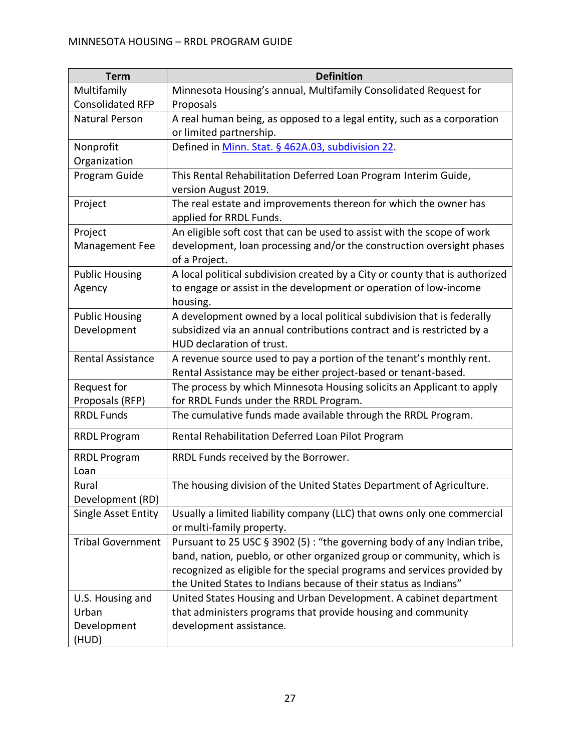| Term | Definition |
|---|---|
| Multifamily Consolidated RFP | Minnesota Housing's annual, Multifamily Consolidated Request for Proposals |
| Natural Person | A real human being, as opposed to a legal entity, such as a corporation or limited partnership. |
| Nonprofit Organization | Defined in [Minn. Stat. § 462A.03, subdivision 22](). |
| Program Guide | This Rental Rehabilitation Deferred Loan Program Interim Guide, version August 2019. |
| Project | The real estate and improvements thereon for which the owner has applied for RRDL Funds. |
| Project Management Fee | An eligible soft cost that can be used to assist with the scope of work development, loan processing and/or the construction oversight phases of a Project. |
| Public Housing Agency | A local political subdivision created by a City or county that is authorized to engage or assist in the development or operation of low-income housing. |
| Public Housing Development | A development owned by a local political subdivision that is federally subsidized via an annual contributions contract and is restricted by a HUD declaration of trust. |
| Rental Assistance | A revenue source used to pay a portion of the tenant's monthly rent. Rental Assistance may be either project-based or tenant-based. |
| Request for Proposals (RFP) | The process by which Minnesota Housing solicits an Applicant to apply for RRDL Funds under the RRDL Program. |
| RRDL Funds | The cumulative funds made available through the RRDL Program. |
| RRDL Program | Rental Rehabilitation Deferred Loan Pilot Program |
| RRDL Program Loan | RRDL Funds received by the Borrower. |
| Rural Development (RD) | The housing division of the United States Department of Agriculture. |
| Single Asset Entity | Usually a limited liability company (LLC) that owns only one commercial or multi-family property. |
| Tribal Government | Pursuant to 25 USC § 3902 (5) : "the governing body of any Indian tribe, band, nation, pueblo, or other organized group or community, which is recognized as eligible for the special programs and services provided by the United States to Indians because of their status as Indians" |
| U.S. Housing and Urban Development (HUD) | United States Housing and Urban Development. A cabinet department that administers programs that provide housing and community development assistance. |